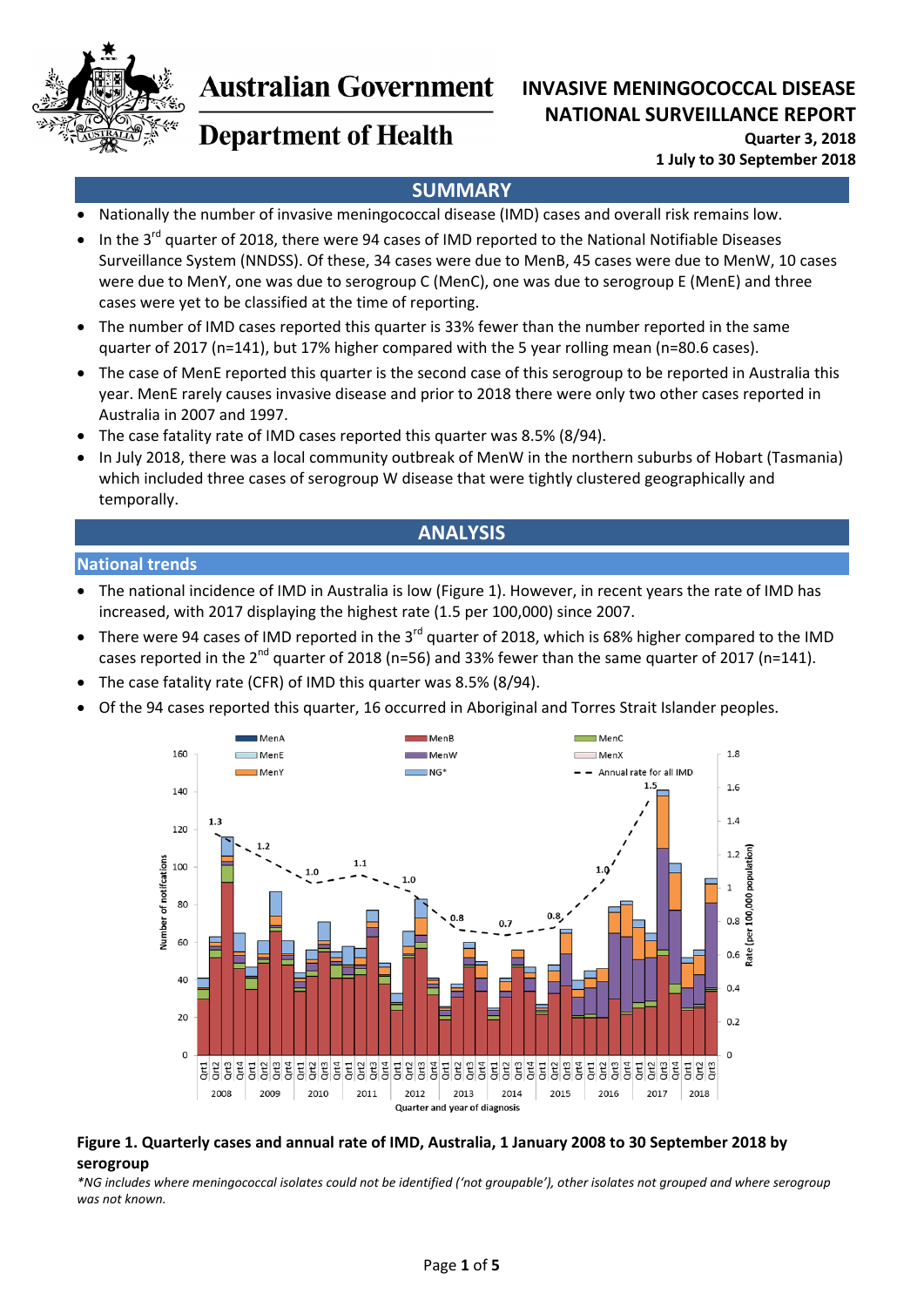Australian Government

Department of Health

# INVASIVE MENINGOCOCCAL DISEASE NATIONAL SURVEILLANCE REPORT

**Quarter 3, 2018**

**1 July to 30 September 2018**

## SUMMARY

- Nationally the number of invasive meningococcal disease (IMD) cases and overall risk remains low.
- In the 3rd quarter of 2018, there were 94 cases of IMD reported to the National Notifiable Diseases Surveillance System (NNDSS). Of these, 34 cases were due to MenB, 45 cases were due to MenW, 10 cases were due to MenY, one was due to serogroup C (MenC), one was due to serogroup E (MenE) and three cases were yet to be classified at the time of reporting.
- The number of IMD cases reported this quarter is 33% fewer than the number reported in the same quarter of 2017 (n=141), but 17% higher compared with the 5 year rolling mean (n=80.6 cases).
- The case of MenE reported this quarter is the second case of this serogroup to be reported in Australia this year. MenE rarely causes invasive disease and prior to 2018 there were only two other cases reported in Australia in 2007 and 1997.
- The case fatality rate of IMD cases reported this quarter was 8.5% (8/94).
- In July 2018, there was a local community outbreak of MenW in the northern suburbs of Hobart (Tasmania) which included three cases of serogroup W disease that were tightly clustered geographically and temporally.

## ANALYSIS

### National trends

- The national incidence of IMD in Australia is low (Figure 1). However, in recent years the rate of IMD has increased, with 2017 displaying the highest rate (1.5 per 100,000) since 2007.
- There were 94 cases of IMD reported in the 3rd quarter of 2018, which is 68% higher compared to the IMD cases reported in the 2nd quarter of 2018 (n=56) and 33% fewer than the same quarter of 2017 (n=141).
- The case fatality rate (CFR) of IMD this quarter was 8.5% (8/94).
- Of the 94 cases reported this quarter, 16 occurred in Aboriginal and Torres Strait Islander peoples.

**Figure 1. Quarterly cases and annual rate of IMD, Australia, 1 January 2008 to 30 September 2018 by serogroup**

*\*NG includes where meningococcal isolates could not be identified ('not groupable'), other isolates not grouped and where serogroup was not known.*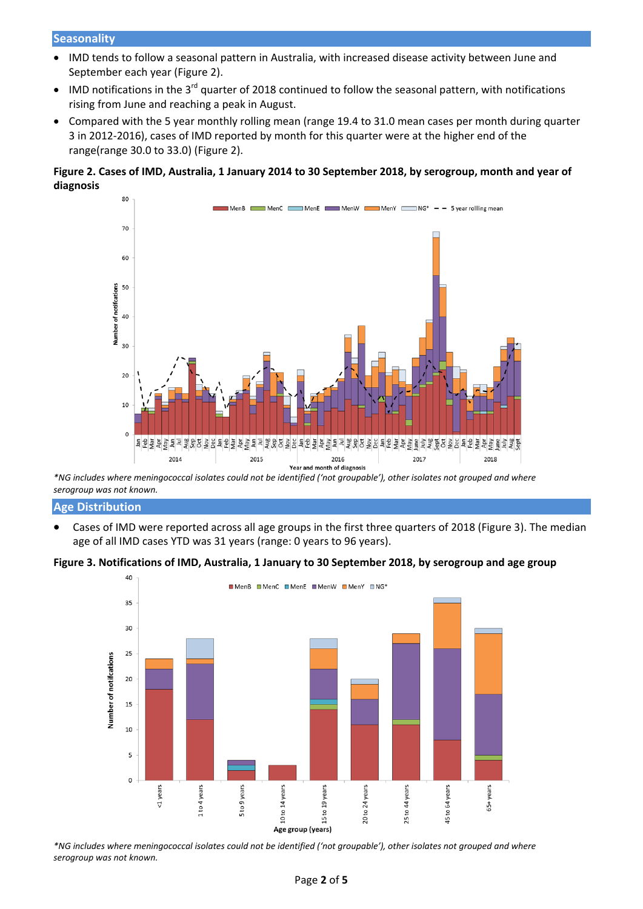## Seasonality

- IMD tends to follow a seasonal pattern in Australia, with increased disease activity between June and September each year (Figure 2).
- IMD notifications in the 3rd quarter of 2018 continued to follow the seasonal pattern, with notifications rising from June and reaching a peak in August.
- Compared with the 5 year monthly rolling mean (range 19.4 to 31.0 mean cases per month during quarter 3 in 2012-2016), cases of IMD reported by month for this quarter were at the higher end of the range(range 30.0 to 33.0) (Figure 2).

**Figure 2. Cases of IMD, Australia, 1 January 2014 to 30 September 2018, by serogroup, month and year of diagnosis**

*\*NG includes where meningococcal isolates could not be identified ('not groupable'), other isolates not grouped and where serogroup was not known.*

## Age Distribution

- Cases of IMD were reported across all age groups in the first three quarters of 2018 (Figure 3). The median age of all IMD cases YTD was 31 years (range: 0 years to 96 years).

**Figure 3. Notifications of IMD, Australia, 1 January to 30 September 2018, by serogroup and age group**

*\*NG includes where meningococcal isolates could not be identified ('not groupable'), other isolates not grouped and where serogroup was not known.*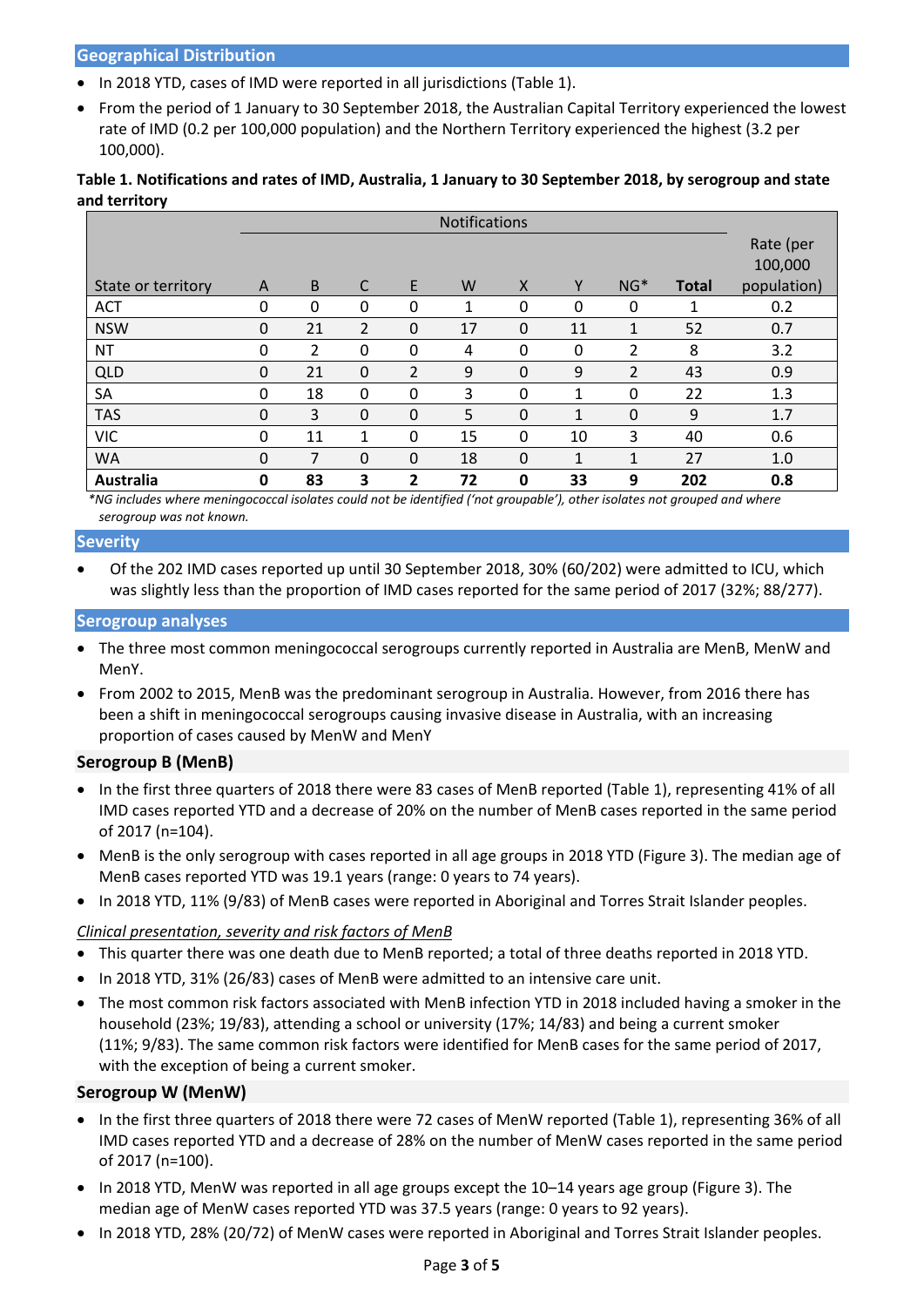## Geographical Distribution

- In 2018 YTD, cases of IMD were reported in all jurisdictions (Table 1).
- From the period of 1 January to 30 September 2018, the Australian Capital Territory experienced the lowest rate of IMD (0.2 per 100,000 population) and the Northern Territory experienced the highest (3.2 per 100,000).

**Table 1. Notifications and rates of IMD, Australia, 1 January to 30 September 2018, by serogroup and state and territory**

| | Notifications | | | | | | | | | |
|---|---|---|---|---|---|---|---|---|---|---|
| State or territory | A | B | C | E | W | X | Y | NG* | **Total** | Rate (per 100,000 population) |
| ACT | 0 | 0 | 0 | 0 | 1 | 0 | 0 | 0 | 1 | 0.2 |
| NSW | 0 | 21 | 2 | 0 | 17 | 0 | 11 | 1 | 52 | 0.7 |
| NT | 0 | 2 | 0 | 0 | 4 | 0 | 0 | 2 | 8 | 3.2 |
| QLD | 0 | 21 | 0 | 2 | 9 | 0 | 9 | 2 | 43 | 0.9 |
| SA | 0 | 18 | 0 | 0 | 3 | 0 | 1 | 0 | 22 | 1.3 |
| TAS | 0 | 3 | 0 | 0 | 5 | 0 | 1 | 0 | 9 | 1.7 |
| VIC | 0 | 11 | 1 | 0 | 15 | 0 | 10 | 3 | 40 | 0.6 |
| WA | 0 | 7 | 0 | 0 | 18 | 0 | 1 | 1 | 27 | 1.0 |
| **Australia** | **0** | **83** | **3** | **2** | **72** | **0** | **33** | **9** | **202** | **0.8** |

*\*NG includes where meningococcal isolates could not be identified ('not groupable'), other isolates not grouped and where serogroup was not known.*

## Severity

- Of the 202 IMD cases reported up until 30 September 2018, 30% (60/202) were admitted to ICU, which was slightly less than the proportion of IMD cases reported for the same period of 2017 (32%; 88/277).

## Serogroup analyses

- The three most common meningococcal serogroups currently reported in Australia are MenB, MenW and MenY.
- From 2002 to 2015, MenB was the predominant serogroup in Australia. However, from 2016 there has been a shift in meningococcal serogroups causing invasive disease in Australia, with an increasing proportion of cases caused by MenW and MenY

### Serogroup B (MenB)

- In the first three quarters of 2018 there were 83 cases of MenB reported (Table 1), representing 41% of all IMD cases reported YTD and a decrease of 20% on the number of MenB cases reported in the same period of 2017 (n=104).
- MenB is the only serogroup with cases reported in all age groups in 2018 YTD (Figure 3). The median age of MenB cases reported YTD was 19.1 years (range: 0 years to 74 years).
- In 2018 YTD, 11% (9/83) of MenB cases were reported in Aboriginal and Torres Strait Islander peoples.

*Clinical presentation, severity and risk factors of MenB*

- This quarter there was one death due to MenB reported; a total of three deaths reported in 2018 YTD.
- In 2018 YTD, 31% (26/83) cases of MenB were admitted to an intensive care unit.
- The most common risk factors associated with MenB infection YTD in 2018 included having a smoker in the household (23%; 19/83), attending a school or university (17%; 14/83) and being a current smoker (11%; 9/83). The same common risk factors were identified for MenB cases for the same period of 2017, with the exception of being a current smoker.

### Serogroup W (MenW)

- In the first three quarters of 2018 there were 72 cases of MenW reported (Table 1), representing 36% of all IMD cases reported YTD and a decrease of 28% on the number of MenW cases reported in the same period of 2017 (n=100).
- In 2018 YTD, MenW was reported in all age groups except the 10–14 years age group (Figure 3). The median age of MenW cases reported YTD was 37.5 years (range: 0 years to 92 years).
- In 2018 YTD, 28% (20/72) of MenW cases were reported in Aboriginal and Torres Strait Islander peoples.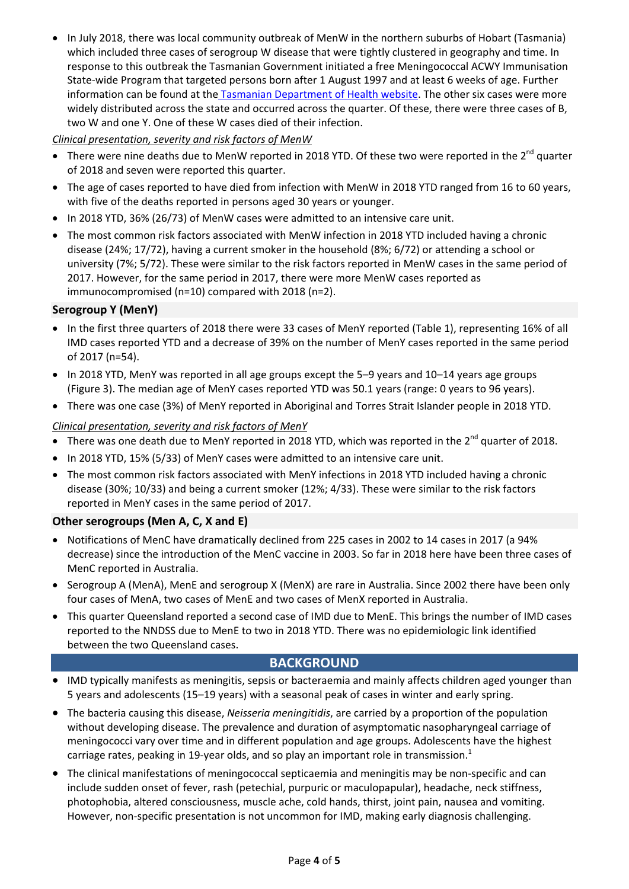- In July 2018, there was local community outbreak of MenW in the northern suburbs of Hobart (Tasmania) which included three cases of serogroup W disease that were tightly clustered in geography and time. In response to this outbreak the Tasmanian Government initiated a free Meningococcal ACWY Immunisation State-wide Program that targeted persons born after 1 August 1997 and at least 6 weeks of age. Further information can be found at the Tasmanian Department of Health website. The other six cases were more widely distributed across the state and occurred across the quarter. Of these, there were three cases of B, two W and one Y. One of these W cases died of their infection.

*Clinical presentation, severity and risk factors of MenW*

- There were nine deaths due to MenW reported in 2018 YTD. Of these two were reported in the 2nd quarter of 2018 and seven were reported this quarter.
- The age of cases reported to have died from infection with MenW in 2018 YTD ranged from 16 to 60 years, with five of the deaths reported in persons aged 30 years or younger.
- In 2018 YTD, 36% (26/73) of MenW cases were admitted to an intensive care unit.
- The most common risk factors associated with MenW infection in 2018 YTD included having a chronic disease (24%; 17/72), having a current smoker in the household (8%; 6/72) or attending a school or university (7%; 5/72). These were similar to the risk factors reported in MenW cases in the same period of 2017. However, for the same period in 2017, there were more MenW cases reported as immunocompromised (n=10) compared with 2018 (n=2).

### Serogroup Y (MenY)

- In the first three quarters of 2018 there were 33 cases of MenY reported (Table 1), representing 16% of all IMD cases reported YTD and a decrease of 39% on the number of MenY cases reported in the same period of 2017 (n=54).
- In 2018 YTD, MenY was reported in all age groups except the 5–9 years and 10–14 years age groups (Figure 3). The median age of MenY cases reported YTD was 50.1 years (range: 0 years to 96 years).
- There was one case (3%) of MenY reported in Aboriginal and Torres Strait Islander people in 2018 YTD.

*Clinical presentation, severity and risk factors of MenY*

- There was one death due to MenY reported in 2018 YTD, which was reported in the 2nd quarter of 2018.
- In 2018 YTD, 15% (5/33) of MenY cases were admitted to an intensive care unit.
- The most common risk factors associated with MenY infections in 2018 YTD included having a chronic disease (30%; 10/33) and being a current smoker (12%; 4/33). These were similar to the risk factors reported in MenY cases in the same period of 2017.

### Other serogroups (Men A, C, X and E)

- Notifications of MenC have dramatically declined from 225 cases in 2002 to 14 cases in 2017 (a 94% decrease) since the introduction of the MenC vaccine in 2003. So far in 2018 here have been three cases of MenC reported in Australia.
- Serogroup A (MenA), MenE and serogroup X (MenX) are rare in Australia. Since 2002 there have been only four cases of MenA, two cases of MenE and two cases of MenX reported in Australia.
- This quarter Queensland reported a second case of IMD due to MenE. This brings the number of IMD cases reported to the NNDSS due to MenE to two in 2018 YTD. There was no epidemiologic link identified between the two Queensland cases.

## BACKGROUND

- IMD typically manifests as meningitis, sepsis or bacteraemia and mainly affects children aged younger than 5 years and adolescents (15–19 years) with a seasonal peak of cases in winter and early spring.
- The bacteria causing this disease, *Neisseria meningitidis*, are carried by a proportion of the population without developing disease. The prevalence and duration of asymptomatic nasopharyngeal carriage of meningococci vary over time and in different population and age groups. Adolescents have the highest carriage rates, peaking in 19-year olds, and so play an important role in transmission.[1]
- The clinical manifestations of meningococcal septicaemia and meningitis may be non-specific and can include sudden onset of fever, rash (petechial, purpuric or maculopapular), headache, neck stiffness, photophobia, altered consciousness, muscle ache, cold hands, thirst, joint pain, nausea and vomiting. However, non-specific presentation is not uncommon for IMD, making early diagnosis challenging.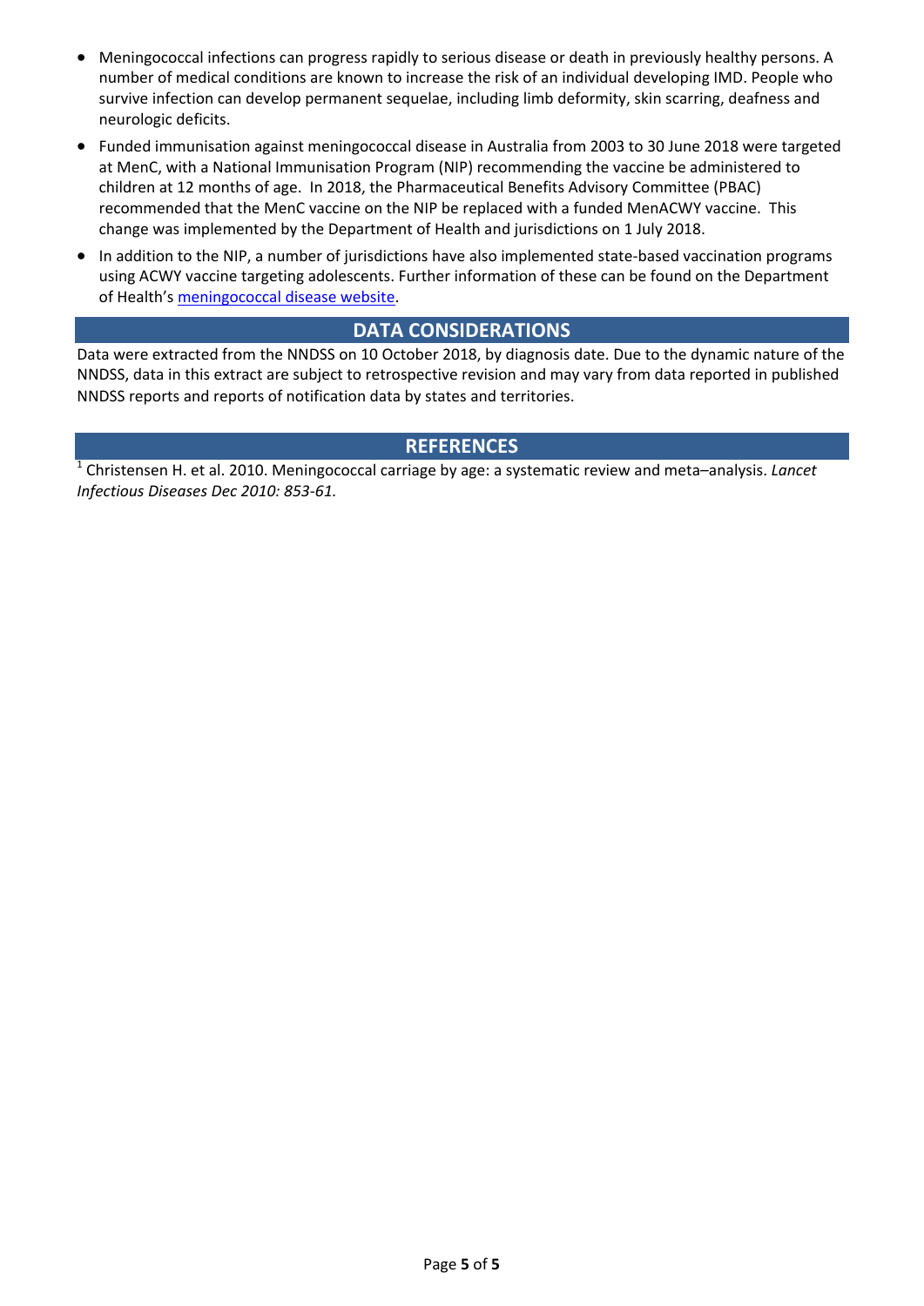- Meningococcal infections can progress rapidly to serious disease or death in previously healthy persons. A number of medical conditions are known to increase the risk of an individual developing IMD. People who survive infection can develop permanent sequelae, including limb deformity, skin scarring, deafness and neurologic deficits.
- Funded immunisation against meningococcal disease in Australia from 2003 to 30 June 2018 were targeted at MenC, with a National Immunisation Program (NIP) recommending the vaccine be administered to children at 12 months of age. In 2018, the Pharmaceutical Benefits Advisory Committee (PBAC) recommended that the MenC vaccine on the NIP be replaced with a funded MenACWY vaccine. This change was implemented by the Department of Health and jurisdictions on 1 July 2018.
- In addition to the NIP, a number of jurisdictions have also implemented state-based vaccination programs using ACWY vaccine targeting adolescents. Further information of these can be found on the Department of Health's meningococcal disease website.

## DATA CONSIDERATIONS

Data were extracted from the NNDSS on 10 October 2018, by diagnosis date. Due to the dynamic nature of the NNDSS, data in this extract are subject to retrospective revision and may vary from data reported in published NNDSS reports and reports of notification data by states and territories.

## REFERENCES

[1] Christensen H. et al. 2010. Meningococcal carriage by age: a systematic review and meta–analysis. *Lancet Infectious Diseases Dec 2010: 853-61.*